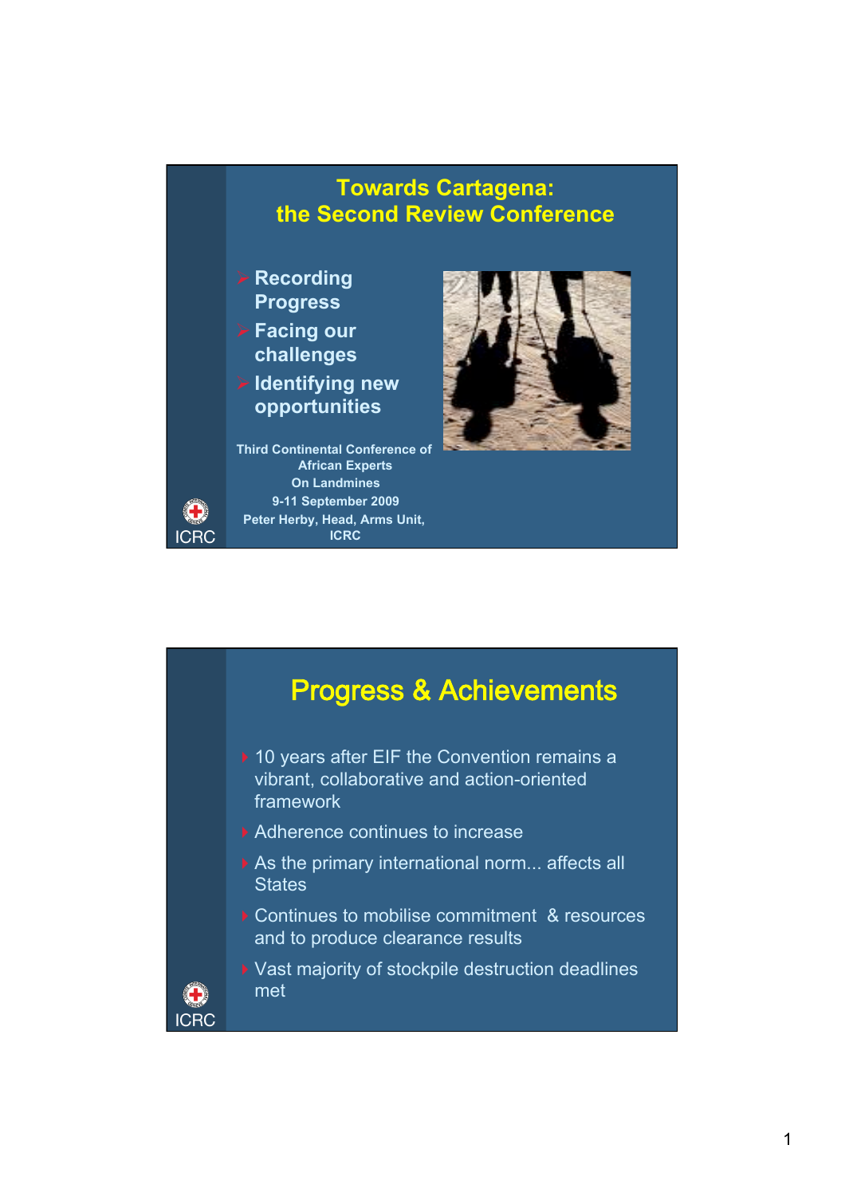# Towards Cartagena: the Second Review Conference

- Recording Progress
- Facing our challenges
- Identifying new opportunities

Third Continental Conference of African Experts On Landmines

9-11 September 2009

Peter Herby, Head, Arms Unit, ICRC

ICRC

## Progress & Achievements

- 10 years after EIF the Convention remains a vibrant, collaborative and action-oriented framework
- Adherence continues to increase
- As the primary international norm... affects all States
- Continues to mobilise commitment & resources and to produce clearance results
- Vast majority of stockpile destruction deadlines met

ICRC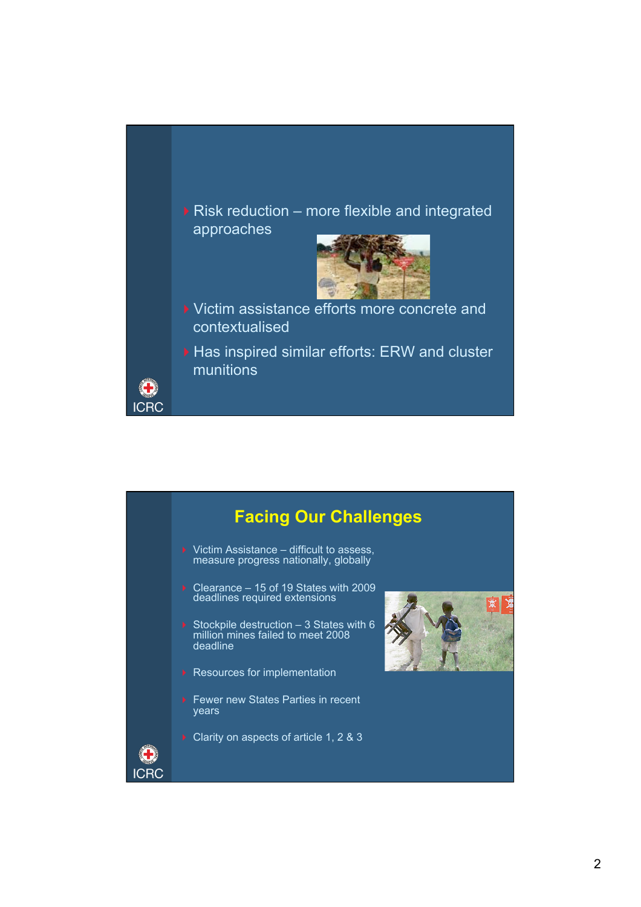- Risk reduction – more flexible and integrated approaches
- Victim assistance efforts more concrete and contextualised
- Has inspired similar efforts: ERW and cluster munitions

ICRC

## Facing Our Challenges

- Victim Assistance – difficult to assess, measure progress nationally, globally
- Clearance – 15 of 19 States with 2009 deadlines required extensions
- Stockpile destruction – 3 States with 6 million mines failed to meet 2008 deadline
- Resources for implementation
- Fewer new States Parties in recent years
- Clarity on aspects of article 1, 2 & 3

ICRC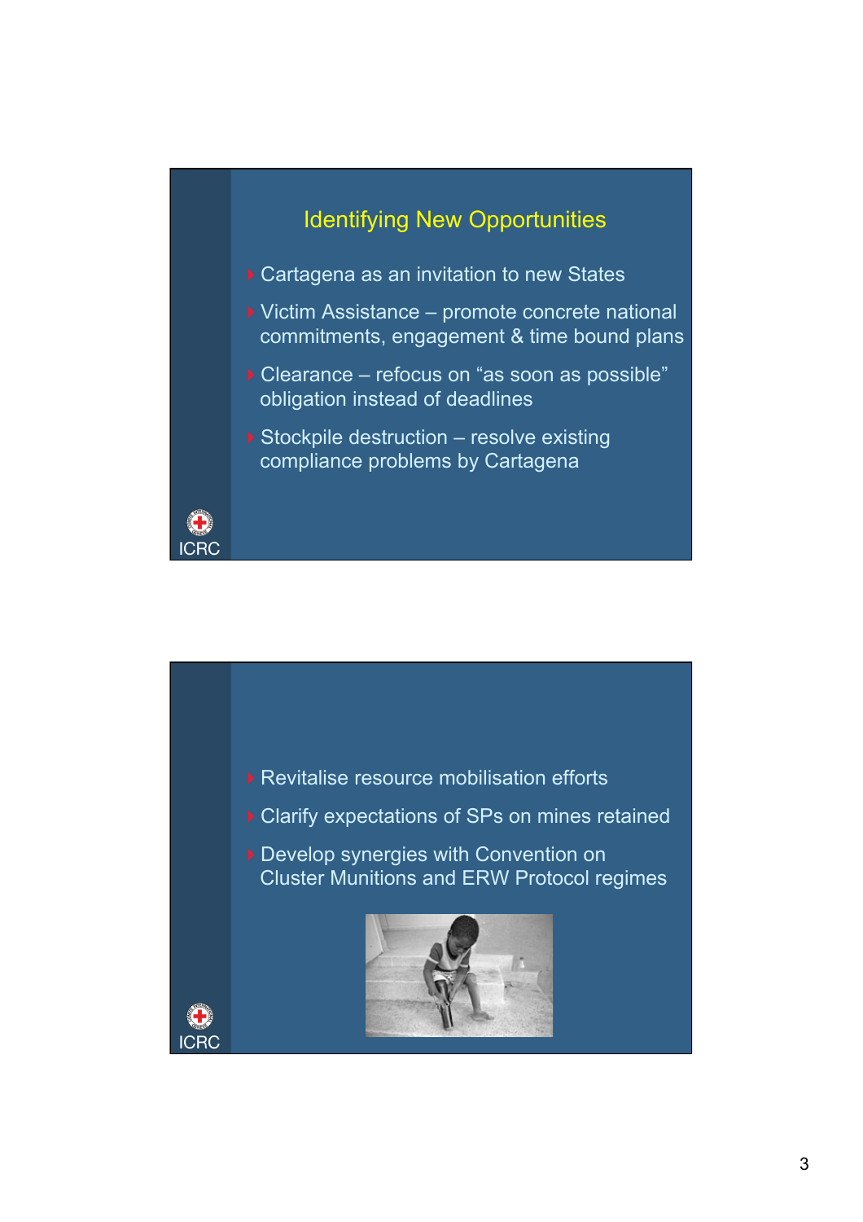## Identifying New Opportunities

- Cartagena as an invitation to new States
- Victim Assistance – promote concrete national commitments, engagement & time bound plans
- Clearance – refocus on "as soon as possible" obligation instead of deadlines
- Stockpile destruction – resolve existing compliance problems by Cartagena

ICRC

- Revitalise resource mobilisation efforts
- Clarify expectations of SPs on mines retained
- Develop synergies with Convention on Cluster Munitions and ERW Protocol regimes

ICRC